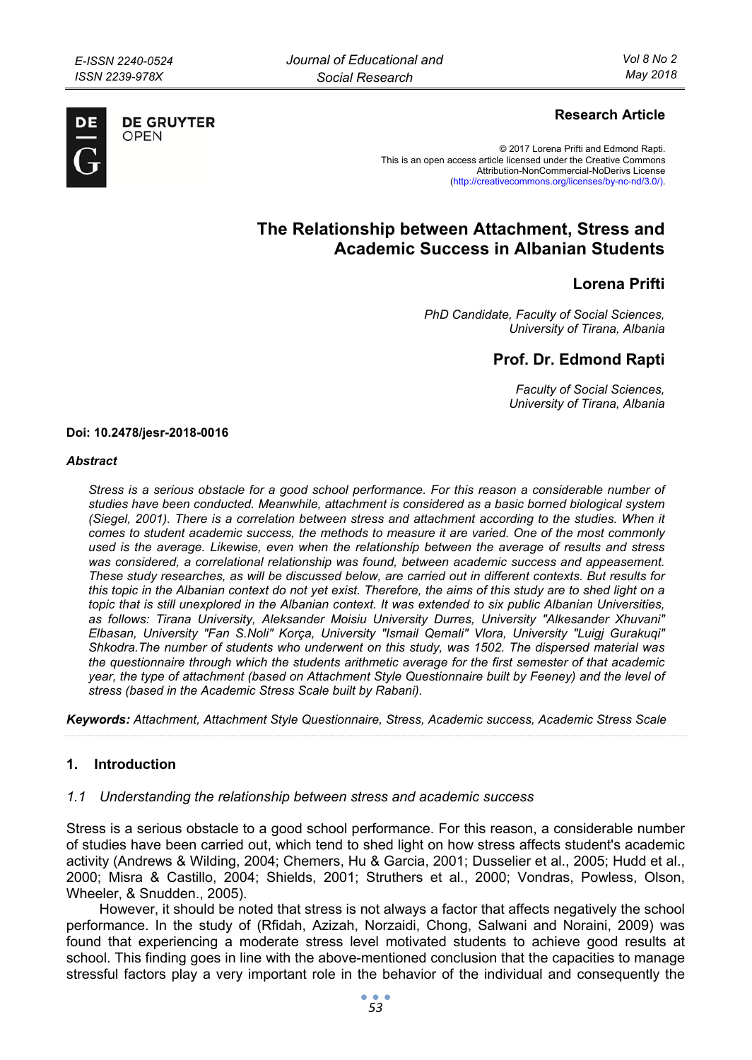**Research Article**

© 2017 Lorena Prifti and Edmond Rapti.
This is an open access article licensed under the Creative Commons Attribution-NonCommercial-NoDerivs License (http://creativecommons.org/licenses/by-nc-nd/3.0/).

# The Relationship between Attachment, Stress and Academic Success in Albanian Students

## Lorena Prifti

*PhD Candidate, Faculty of Social Sciences, University of Tirana, Albania*

## Prof. Dr. Edmond Rapti

*Faculty of Social Sciences, University of Tirana, Albania*

**Doi: 10.2478/jesr-2018-0016**

***Abstract***

*Stress is a serious obstacle for a good school performance. For this reason a considerable number of studies have been conducted. Meanwhile, attachment is considered as a basic borned biological system (Siegel, 2001). There is a correlation between stress and attachment according to the studies. When it comes to student academic success, the methods to measure it are varied. One of the most commonly used is the average. Likewise, even when the relationship between the average of results and stress was considered, a correlational relationship was found, between academic success and appeasement. These study researches, as will be discussed below, are carried out in different contexts. But results for this topic in the Albanian context do not yet exist. Therefore, the aims of this study are to shed light on a topic that is still unexplored in the Albanian context. It was extended to six public Albanian Universities, as follows: Tirana University, Aleksander Moisiu University Durres, University "Alkesander Xhuvani" Elbasan, University "Fan S.Noli" Korça, University "Ismail Qemali" Vlora, University "Luigj Gurakuqi" Shkodra.The number of students who underwent on this study, was 1502. The dispersed material was the questionnaire through which the students arithmetic average for the first semester of that academic year, the type of attachment (based on Attachment Style Questionnaire built by Feeney) and the level of stress (based in the Academic Stress Scale built by Rabani).*

***Keywords:*** *Attachment, Attachment Style Questionnaire, Stress, Academic success, Academic Stress Scale*

## 1. Introduction

### *1.1 Understanding the relationship between stress and academic success*

Stress is a serious obstacle to a good school performance. For this reason, a considerable number of studies have been carried out, which tend to shed light on how stress affects student's academic activity (Andrews & Wilding, 2004; Chemers, Hu & Garcia, 2001; Dusselier et al., 2005; Hudd et al., 2000; Misra & Castillo, 2004; Shields, 2001; Struthers et al., 2000; Vondras, Powless, Olson, Wheeler, & Snudden., 2005).

However, it should be noted that stress is not always a factor that affects negatively the school performance. In the study of (Rfidah, Azizah, Norzaidi, Chong, Salwani and Noraini, 2009) was found that experiencing a moderate stress level motivated students to achieve good results at school. This finding goes in line with the above-mentioned conclusion that the capacities to manage stressful factors play a very important role in the behavior of the individual and consequently the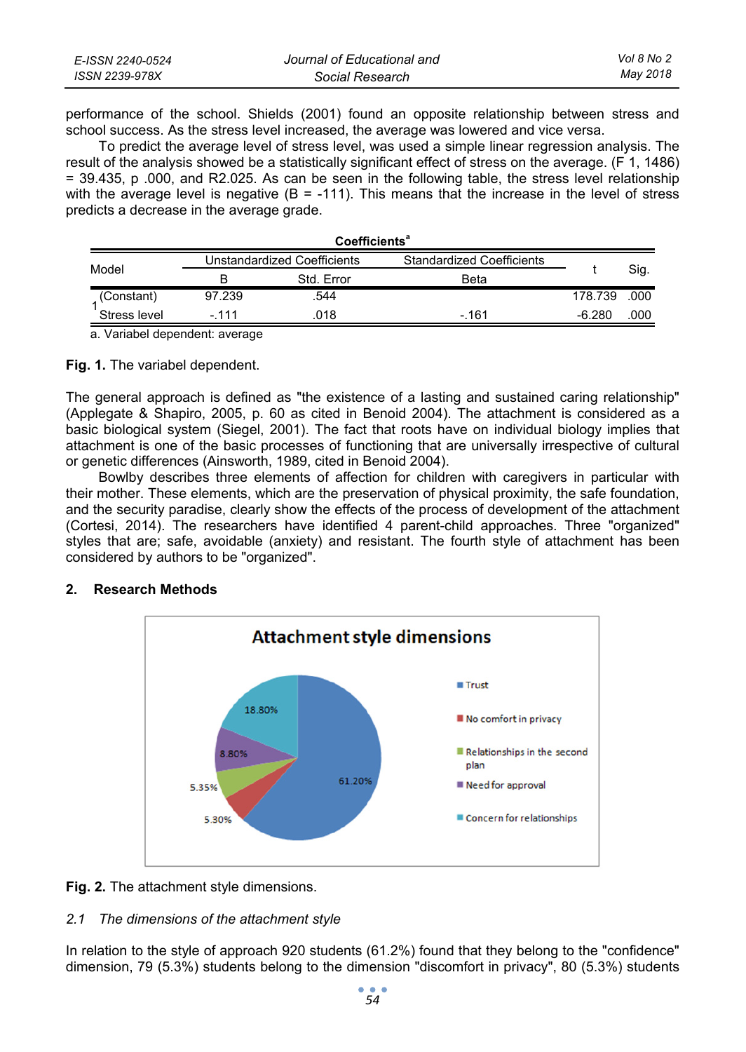performance of the school. Shields (2001) found an opposite relationship between stress and school success. As the stress level increased, the average was lowered and vice versa.

To predict the average level of stress level, was used a simple linear regression analysis. The result of the analysis showed be a statistically significant effect of stress on the average. ($F$ 1, 1486) = 39.435, p .000, and R2.025. As can be seen in the following table, the stress level relationship with the average level is negative (B = -111). This means that the increase in the level of stress predicts a decrease in the average grade.

**Coefficients[a]**

| Model | | Unstandardized Coefficients | | Standardized Coefficients | t | Sig. |
|---|---|---|---|---|---|---|
| | | B | Std. Error | Beta | | |
| 1 | (Constant) | 97.239 | .544 | | 178.739 | .000 |
| | Stress level | -.111 | .018 | -.161 | -6.280 | .000 |

a. Variabel dependent: average

**Fig. 1.** The variabel dependent.

The general approach is defined as "the existence of a lasting and sustained caring relationship" (Applegate & Shapiro, 2005, p. 60 as cited in Benoid 2004). The attachment is considered as a basic biological system (Siegel, 2001). The fact that roots have on individual biology implies that attachment is one of the basic processes of functioning that are universally irrespective of cultural or genetic differences (Ainsworth, 1989, cited in Benoid 2004).

Bowlby describes three elements of affection for children with caregivers in particular with their mother. These elements, which are the preservation of physical proximity, the safe foundation, and the security paradise, clearly show the effects of the process of development of the attachment (Cortesi, 2014). The researchers have identified 4 parent-child approaches. Three "organized" styles that are; safe, avoidable (anxiety) and resistant. The fourth style of attachment has been considered by authors to be "organized".

## 2. Research Methods

**Attachment style dimensions**

| Dimension | Percentage |
|---|---|
| Trust | 61.20% |
| No comfort in privacy | 5.30% |
| Relationships in the second plan | 5.35% |
| Need for approval | 8.80% |
| Concern for relationships | 18.80% |

**Fig. 2.** The attachment style dimensions.

### *2.1 The dimensions of the attachment style*

In relation to the style of approach 920 students (61.2%) found that they belong to the "confidence" dimension, 79 (5.3%) students belong to the dimension "discomfort in privacy", 80 (5.3%) students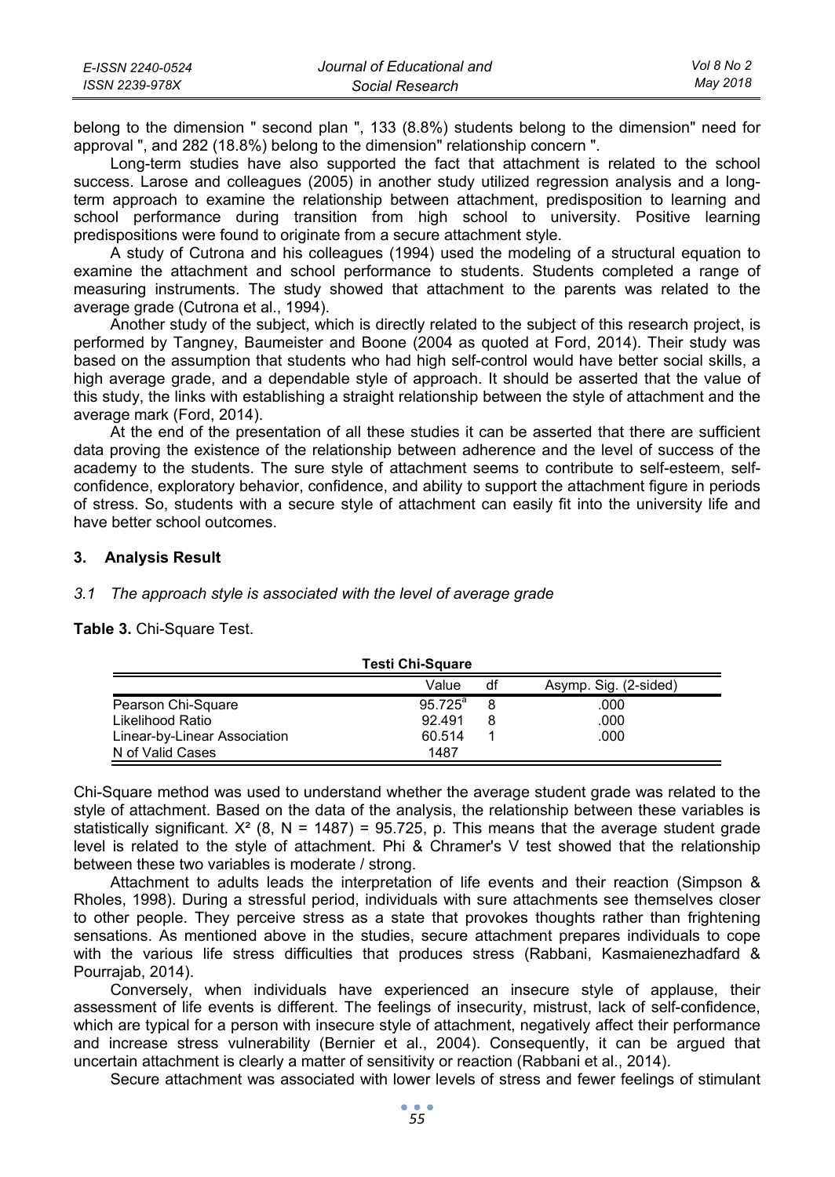belong to the dimension " second plan ", 133 (8.8%) students belong to the dimension" need for approval ", and 282 (18.8%) belong to the dimension" relationship concern ".

Long-term studies have also supported the fact that attachment is related to the school success. Larose and colleagues (2005) in another study utilized regression analysis and a long-term approach to examine the relationship between attachment, predisposition to learning and school performance during transition from high school to university. Positive learning predispositions were found to originate from a secure attachment style.

A study of Cutrona and his colleagues (1994) used the modeling of a structural equation to examine the attachment and school performance to students. Students completed a range of measuring instruments. The study showed that attachment to the parents was related to the average grade (Cutrona et al., 1994).

Another study of the subject, which is directly related to the subject of this research project, is performed by Tangney, Baumeister and Boone (2004 as quoted at Ford, 2014). Their study was based on the assumption that students who had high self-control would have better social skills, a high average grade, and a dependable style of approach. It should be asserted that the value of this study, the links with establishing a straight relationship between the style of attachment and the average mark (Ford, 2014).

At the end of the presentation of all these studies it can be asserted that there are sufficient data proving the existence of the relationship between adherence and the level of success of the academy to the students. The sure style of attachment seems to contribute to self-esteem, self-confidence, exploratory behavior, confidence, and ability to support the attachment figure in periods of stress. So, students with a secure style of attachment can easily fit into the university life and have better school outcomes.

## 3. Analysis Result

### *3.1 The approach style is associated with the level of average grade*

**Table 3.** Chi-Square Test.

**Testi Chi-Square**

| | Value | df | Asymp. Sig. (2-sided) |
|---|---|---|---|
| Pearson Chi-Square | 95.725[a] | 8 | .000 |
| Likelihood Ratio | 92.491 | 8 | .000 |
| Linear-by-Linear Association | 60.514 | 1 | .000 |
| N of Valid Cases | 1487 | | |

Chi-Square method was used to understand whether the average student grade was related to the style of attachment. Based on the data of the analysis, the relationship between these variables is statistically significant. $X^2$ (8, N = 1487) = 95.725, p. This means that the average student grade level is related to the style of attachment. Phi & Chramer's V test showed that the relationship between these two variables is moderate / strong.

Attachment to adults leads the interpretation of life events and their reaction (Simpson & Rholes, 1998). During a stressful period, individuals with sure attachments see themselves closer to other people. They perceive stress as a state that provokes thoughts rather than frightening sensations. As mentioned above in the studies, secure attachment prepares individuals to cope with the various life stress difficulties that produces stress (Rabbani, Kasmaienezhadfard & Pourrajab, 2014).

Conversely, when individuals have experienced an insecure style of applause, their assessment of life events is different. The feelings of insecurity, mistrust, lack of self-confidence, which are typical for a person with insecure style of attachment, negatively affect their performance and increase stress vulnerability (Bernier et al., 2004). Consequently, it can be argued that uncertain attachment is clearly a matter of sensitivity or reaction (Rabbani et al., 2014).

Secure attachment was associated with lower levels of stress and fewer feelings of stimulant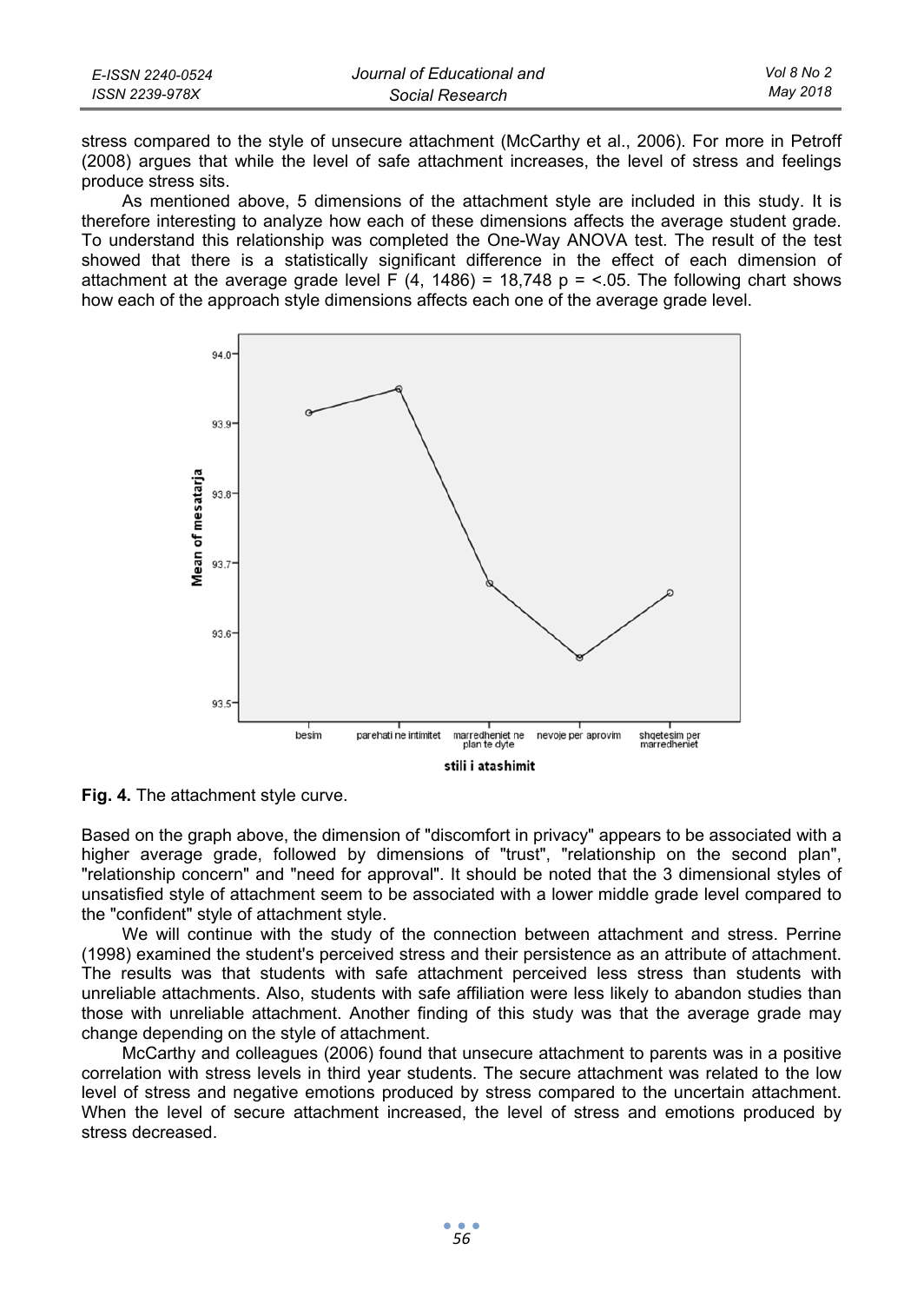stress compared to the style of unsecure attachment (McCarthy et al., 2006). For more in Petroff (2008) argues that while the level of safe attachment increases, the level of stress and feelings produce stress sits.

As mentioned above, 5 dimensions of the attachment style are included in this study. It is therefore interesting to analyze how each of these dimensions affects the average student grade. To understand this relationship was completed the One-Way ANOVA test. The result of the test showed that there is a statistically significant difference in the effect of each dimension of attachment at the average grade level $F$ (4, 1486) = 18,748 $p$ = <.05. The following chart shows how each of the approach style dimensions affects each one of the average grade level.

**Fig. 4.** The attachment style curve.

Based on the graph above, the dimension of "discomfort in privacy" appears to be associated with a higher average grade, followed by dimensions of "trust", "relationship on the second plan", "relationship concern" and "need for approval". It should be noted that the 3 dimensional styles of unsatisfied style of attachment seem to be associated with a lower middle grade level compared to the "confident" style of attachment style.

We will continue with the study of the connection between attachment and stress. Perrine (1998) examined the student's perceived stress and their persistence as an attribute of attachment. The results was that students with safe attachment perceived less stress than students with unreliable attachments. Also, students with safe affiliation were less likely to abandon studies than those with unreliable attachment. Another finding of this study was that the average grade may change depending on the style of attachment.

McCarthy and colleagues (2006) found that unsecure attachment to parents was in a positive correlation with stress levels in third year students. The secure attachment was related to the low level of stress and negative emotions produced by stress compared to the uncertain attachment. When the level of secure attachment increased, the level of stress and emotions produced by stress decreased.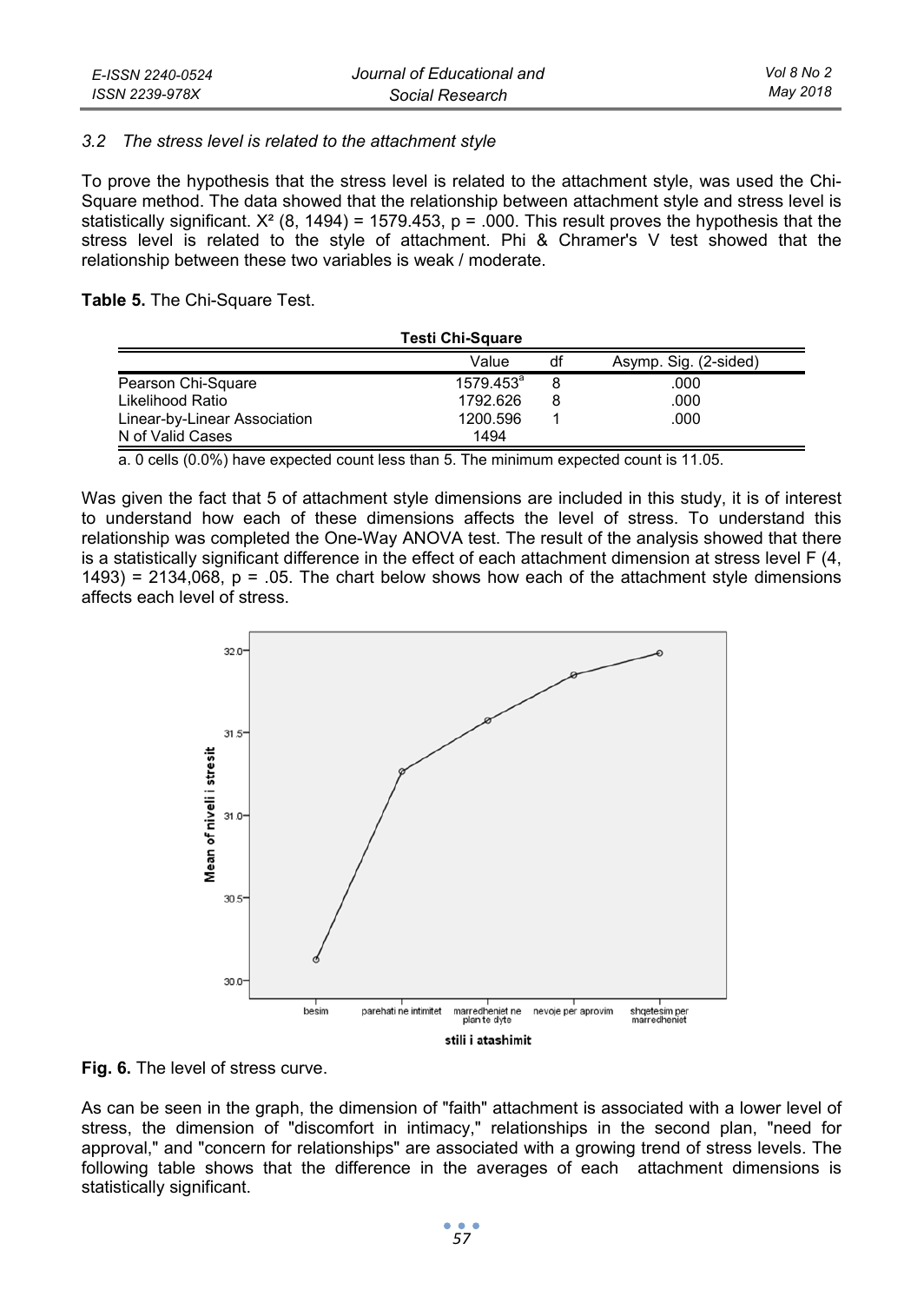### *3.2 The stress level is related to the attachment style*

To prove the hypothesis that the stress level is related to the attachment style, was used the Chi-Square method. The data showed that the relationship between attachment style and stress level is statistically significant. $X^2$ (8, 1494) = 1579.453, p = .000. This result proves the hypothesis that the stress level is related to the style of attachment. Phi & Chramer's V test showed that the relationship between these two variables is weak / moderate.

**Table 5.** The Chi-Square Test.

**Testi Chi-Square**

| | Value | df | Asymp. Sig. (2-sided) |
|---|---|---|---|
| Pearson Chi-Square | 1579.453[a] | 8 | .000 |
| Likelihood Ratio | 1792.626 | 8 | .000 |
| Linear-by-Linear Association | 1200.596 | 1 | .000 |
| N of Valid Cases | 1494 | | |

a. 0 cells (0.0%) have expected count less than 5. The minimum expected count is 11.05.

Was given the fact that 5 of attachment style dimensions are included in this study, it is of interest to understand how each of these dimensions affects the level of stress. To understand this relationship was completed the One-Way ANOVA test. The result of the analysis showed that there is a statistically significant difference in the effect of each attachment dimension at stress level F (4, 1493) = 2134,068, p = .05. The chart below shows how each of the attachment style dimensions affects each level of stress.

**Fig. 6.** The level of stress curve.

As can be seen in the graph, the dimension of "faith" attachment is associated with a lower level of stress, the dimension of "discomfort in intimacy," relationships in the second plan, "need for approval," and "concern for relationships" are associated with a growing trend of stress levels. The following table shows that the difference in the averages of each attachment dimensions is statistically significant.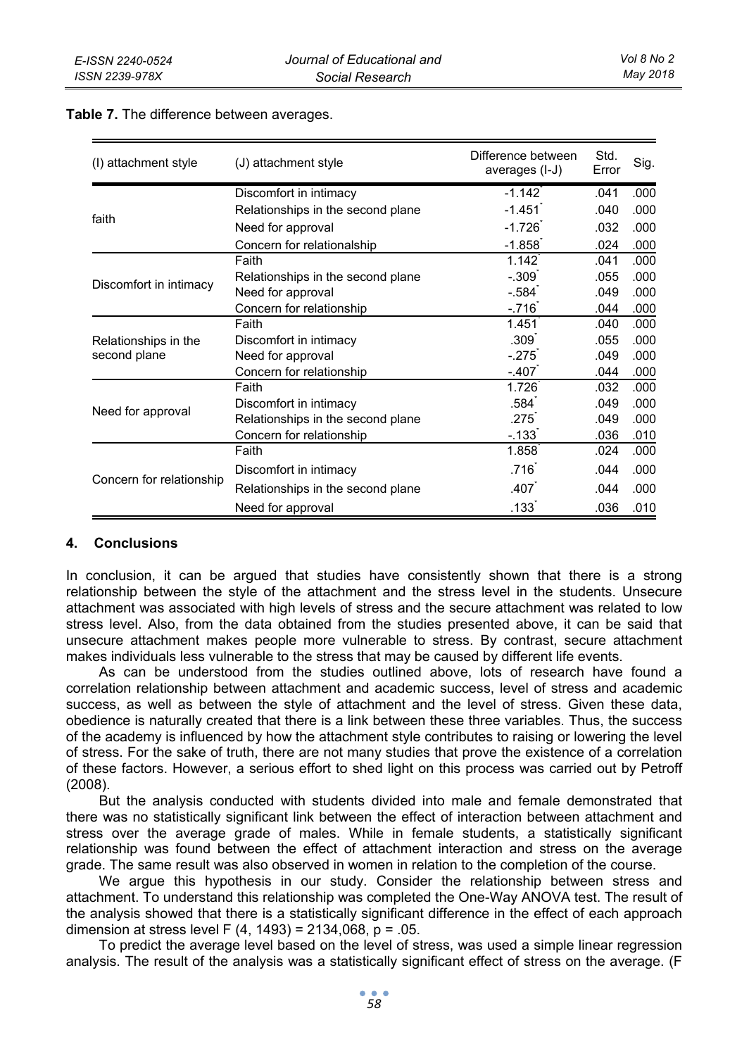**Table 7.** The difference between averages.

| (I) attachment style | (J) attachment style | Difference between averages (I-J) | Std. Error | Sig. |
|---|---|---|---|---|
| faith | Discomfort in intimacy | -1.142* | .041 | .000 |
| | Relationships in the second plane | -1.451* | .040 | .000 |
| | Need for approval | -1.726* | .032 | .000 |
| | Concern for relationalship | -1.858* | .024 | .000 |
| Discomfort in intimacy | Faith | 1.142* | .041 | .000 |
| | Relationships in the second plane | -.309* | .055 | .000 |
| | Need for approval | -.584* | .049 | .000 |
| | Concern for relationship | -.716* | .044 | .000 |
| Relationships in the second plane | Faith | 1.451* | .040 | .000 |
| | Discomfort in intimacy | .309* | .055 | .000 |
| | Need for approval | -.275* | .049 | .000 |
| | Concern for relationship | -.407* | .044 | .000 |
| Need for approval | Faith | 1.726* | .032 | .000 |
| | Discomfort in intimacy | .584* | .049 | .000 |
| | Relationships in the second plane | .275* | .049 | .000 |
| | Concern for relationship | -.133* | .036 | .010 |
| Concern for relationship | Faith | 1.858* | .024 | .000 |
| | Discomfort in intimacy | .716* | .044 | .000 |
| | Relationships in the second plane | .407* | .044 | .000 |
| | Need for approval | .133* | .036 | .010 |

## 4. Conclusions

In conclusion, it can be argued that studies have consistently shown that there is a strong relationship between the style of the attachment and the stress level in the students. Unsecure attachment was associated with high levels of stress and the secure attachment was related to low stress level. Also, from the data obtained from the studies presented above, it can be said that unsecure attachment makes people more vulnerable to stress. By contrast, secure attachment makes individuals less vulnerable to the stress that may be caused by different life events.

As can be understood from the studies outlined above, lots of research have found a correlation relationship between attachment and academic success, level of stress and academic success, as well as between the style of attachment and the level of stress. Given these data, obedience is naturally created that there is a link between these three variables. Thus, the success of the academy is influenced by how the attachment style contributes to raising or lowering the level of stress. For the sake of truth, there are not many studies that prove the existence of a correlation of these factors. However, a serious effort to shed light on this process was carried out by Petroff (2008).

But the analysis conducted with students divided into male and female demonstrated that there was no statistically significant link between the effect of interaction between attachment and stress over the average grade of males. While in female students, a statistically significant relationship was found between the effect of attachment interaction and stress on the average grade. The same result was also observed in women in relation to the completion of the course.

We argue this hypothesis in our study. Consider the relationship between stress and attachment. To understand this relationship was completed the One-Way ANOVA test. The result of the analysis showed that there is a statistically significant difference in the effect of each approach dimension at stress level $F(4, 1493) = 2134{,}068$, $p = .05$.

To predict the average level based on the level of stress, was used a simple linear regression analysis. The result of the analysis was a statistically significant effect of stress on the average. (F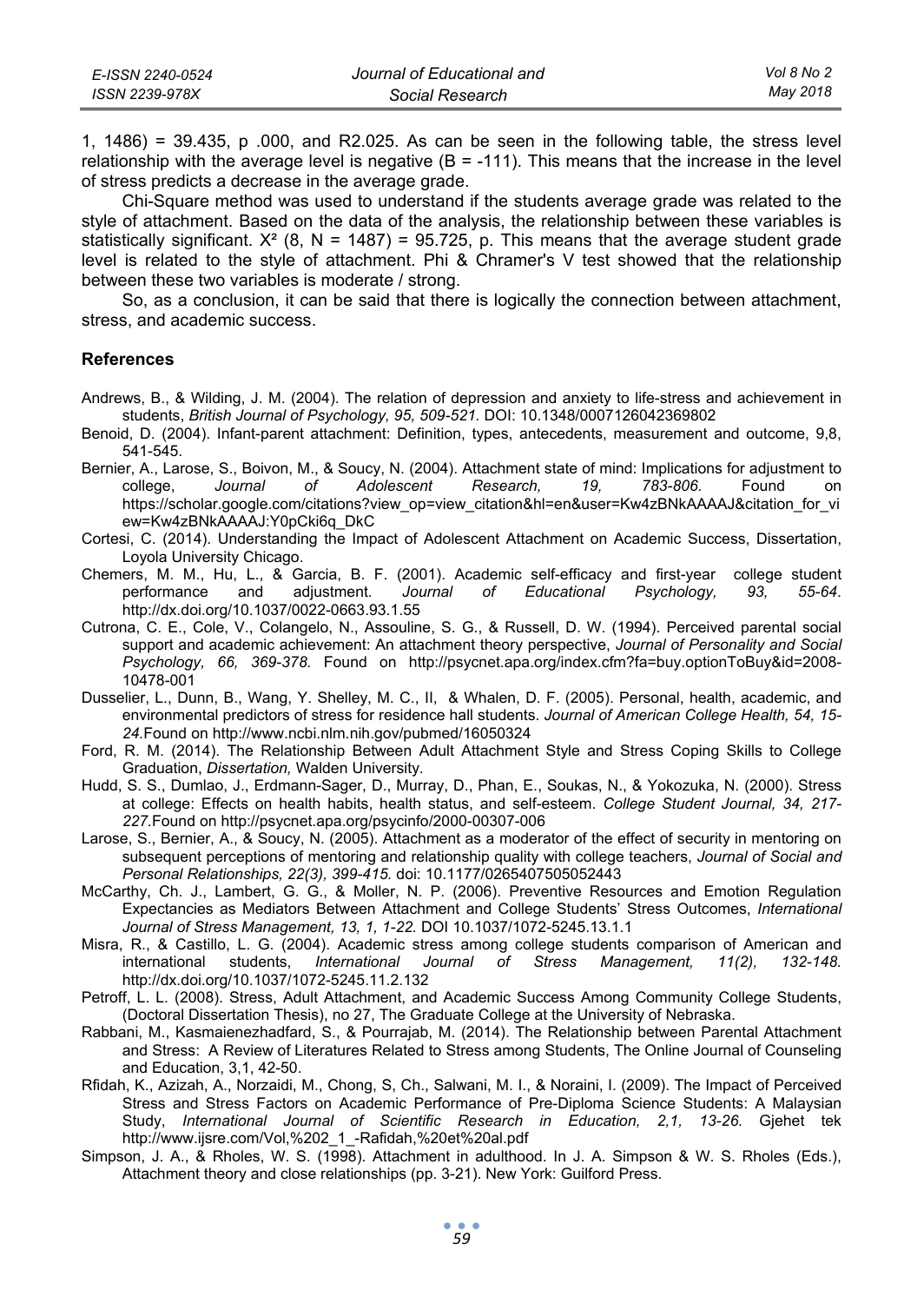1, 1486) = 39.435, p .000, and R2.025. As can be seen in the following table, the stress level relationship with the average level is negative (B = -111). This means that the increase in the level of stress predicts a decrease in the average grade.

Chi-Square method was used to understand if the students average grade was related to the style of attachment. Based on the data of the analysis, the relationship between these variables is statistically significant. $X^2$ (8, N = 1487) = 95.725, p. This means that the average student grade level is related to the style of attachment. Phi & Chramer's V test showed that the relationship between these two variables is moderate / strong.

So, as a conclusion, it can be said that there is logically the connection between attachment, stress, and academic success.

### References

Andrews, B., & Wilding, J. M. (2004). The relation of depression and anxiety to life-stress and achievement in students, *British Journal of Psychology, 95, 509-521.* DOI: 10.1348/0007126042369802

Benoid, D. (2004). Infant-parent attachment: Definition, types, antecedents, measurement and outcome, 9,8, 541-545.

Bernier, A., Larose, S., Boivon, M., & Soucy, N. (2004). Attachment state of mind: Implications for adjustment to college, *Journal of Adolescent Research, 19, 783-806.* Found on https://scholar.google.com/citations?view_op=view_citation&hl=en&user=Kw4zBNkAAAAJ&citation_for_view=Kw4zBNkAAAAJ:Y0pCki6q_DkC

Cortesi, C. (2014). Understanding the Impact of Adolescent Attachment on Academic Success, Dissertation, Loyola University Chicago.

Chemers, M. M., Hu, L., & Garcia, B. F. (2001). Academic self-efficacy and first-year college student performance and adjustment. *Journal of Educational Psychology, 93, 55-64*. http://dx.doi.org/10.1037/0022-0663.93.1.55

Cutrona, C. E., Cole, V., Colangelo, N., Assouline, S. G., & Russell, D. W. (1994). Perceived parental social support and academic achievement: An attachment theory perspective, *Journal of Personality and Social Psychology, 66, 369-378.* Found on http://psycnet.apa.org/index.cfm?fa=buy.optionToBuy&id=2008-10478-001

Dusselier, L., Dunn, B., Wang, Y. Shelley, M. C., II, & Whalen, D. F. (2005). Personal, health, academic, and environmental predictors of stress for residence hall students. *Journal of American College Health, 54, 15-24.*Found on http://www.ncbi.nlm.nih.gov/pubmed/16050324

Ford, R. M. (2014). The Relationship Between Adult Attachment Style and Stress Coping Skills to College Graduation, *Dissertation,* Walden University.

Hudd, S. S., Dumlao, J., Erdmann-Sager, D., Murray, D., Phan, E., Soukas, N., & Yokozuka, N. (2000). Stress at college: Effects on health habits, health status, and self-esteem. *College Student Journal, 34, 217-227.*Found on http://psycnet.apa.org/psycinfo/2000-00307-006

Larose, S., Bernier, A., & Soucy, N. (2005). Attachment as a moderator of the effect of security in mentoring on subsequent perceptions of mentoring and relationship quality with college teachers, *Journal of Social and Personal Relationships, 22(3), 399-415.* doi: 10.1177/0265407505052443

McCarthy, Ch. J., Lambert, G. G., & Moller, N. P. (2006). Preventive Resources and Emotion Regulation Expectancies as Mediators Between Attachment and College Students' Stress Outcomes, *International Journal of Stress Management, 13, 1, 1-22.* DOI 10.1037/1072-5245.13.1.1

Misra, R., & Castillo, L. G. (2004). Academic stress among college students comparison of American and international students, *International Journal of Stress Management, 11(2), 132-148.* http://dx.doi.org/10.1037/1072-5245.11.2.132

Petroff, L. L. (2008). Stress, Adult Attachment, and Academic Success Among Community College Students, (Doctoral Dissertation Thesis), no 27, The Graduate College at the University of Nebraska.

Rabbani, M., Kasmaienezhadfard, S., & Pourrajab, M. (2014). The Relationship between Parental Attachment and Stress: A Review of Literatures Related to Stress among Students, The Online Journal of Counseling and Education, 3,1, 42-50.

Rfidah, K., Azizah, A., Norzaidi, M., Chong, S, Ch., Salwani, M. I., & Noraini, I. (2009). The Impact of Perceived Stress and Stress Factors on Academic Performance of Pre-Diploma Science Students: A Malaysian Study, *International Journal of Scientific Research in Education, 2,1, 13-26.* Gjehet tek http://www.ijsre.com/Vol,%202_1_-Rafidah,%20et%20al.pdf

Simpson, J. A., & Rholes, W. S. (1998). Attachment in adulthood. In J. A. Simpson & W. S. Rholes (Eds.), Attachment theory and close relationships (pp. 3-21). New York: Guilford Press.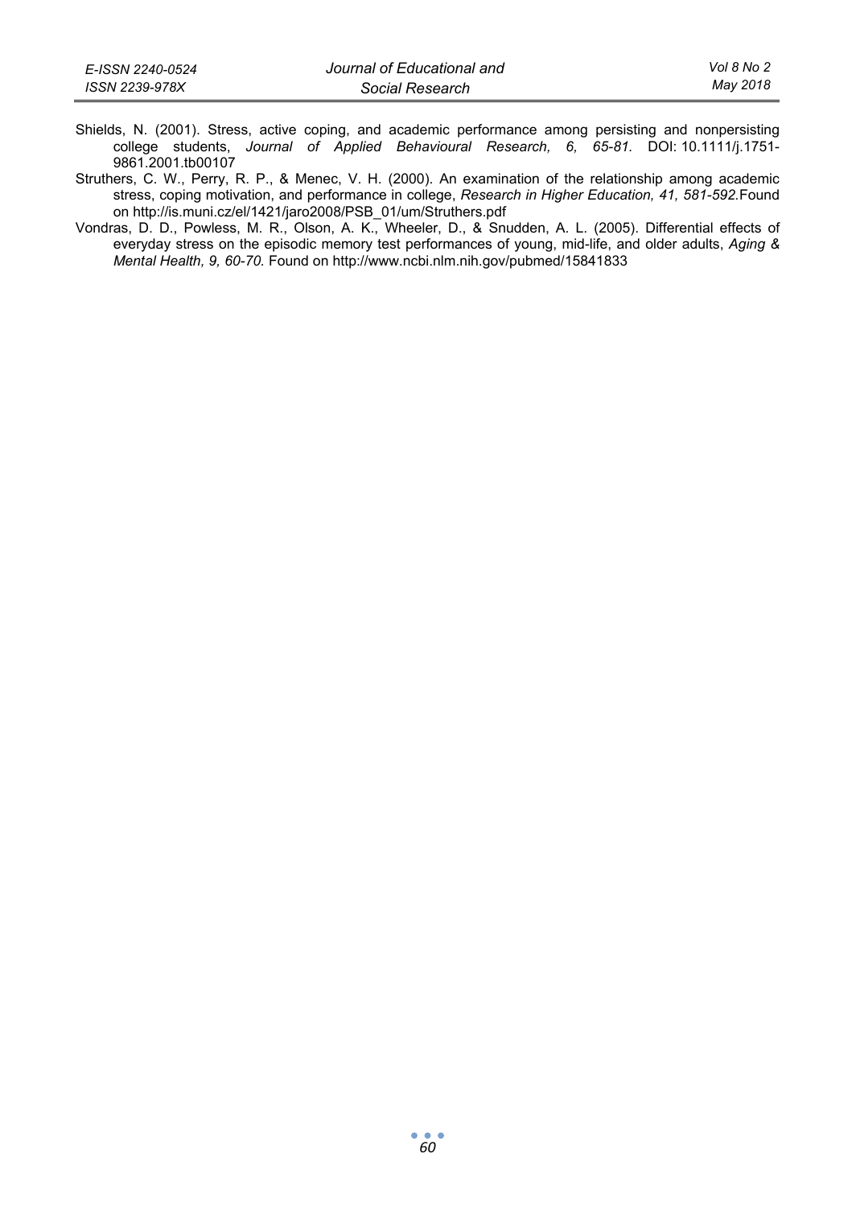Shields, N. (2001). Stress, active coping, and academic performance among persisting and nonpersisting college students, *Journal of Applied Behavioural Research, 6, 65-81.* DOI: 10.1111/j.1751-9861.2001.tb00107

Struthers, C. W., Perry, R. P., & Menec, V. H. (2000). An examination of the relationship among academic stress, coping motivation, and performance in college, *Research in Higher Education, 41, 581-592.* Found on http://is.muni.cz/el/1421/jaro2008/PSB_01/um/Struthers.pdf

Vondras, D. D., Powless, M. R., Olson, A. K., Wheeler, D., & Snudden, A. L. (2005). Differential effects of everyday stress on the episodic memory test performances of young, mid-life, and older adults, *Aging & Mental Health, 9, 60-70.* Found on http://www.ncbi.nlm.nih.gov/pubmed/15841833